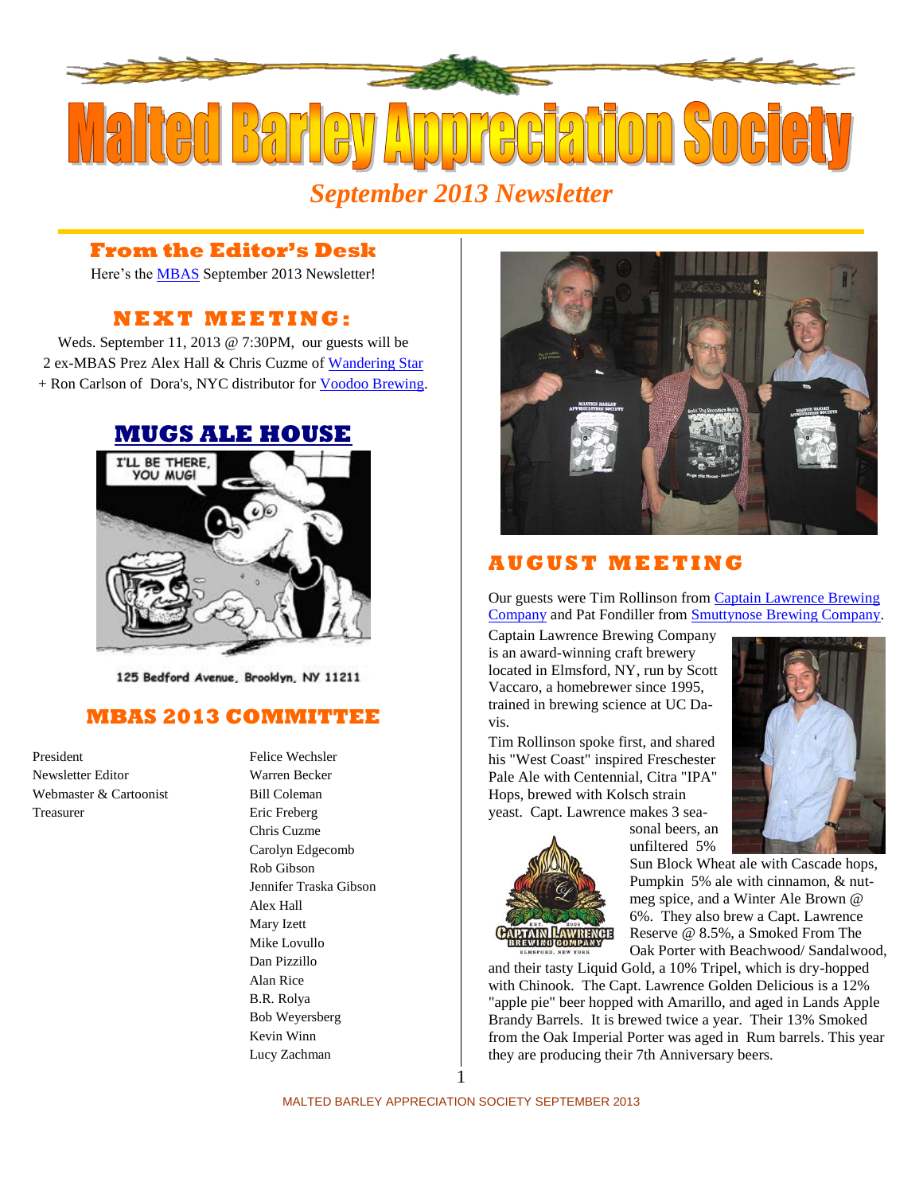# Malted Barley Appreciation Society

*September 2013 Newsletter*

## From the Editor's Desk

Here's the MBAS September 2013 Newsletter!

## NEXT MEETING:

Weds. September 11, 2013 @ 7:30PM, our guests will be 2 ex-MBAS Prez Alex Hall & Chris Cuzme of Wandering Star + Ron Carlson of Dora's, NYC distributor for Voodoo Brewing.

## MUGS ALE HOUSE

I'LL BE THERE, YOU MUG!

125 Bedford Avenue, Brooklyn, NY 11211

## MBAS 2013 COMMITTEE

| | |
|---|---|
| President | Felice Wechsler |
| Newsletter Editor | Warren Becker |
| Webmaster & Cartoonist | Bill Coleman |
| Treasurer | Eric Freberg |
| | Chris Cuzme |
| | Carolyn Edgecomb |
| | Rob Gibson |
| | Jennifer Traska Gibson |
| | Alex Hall |
| | Mary Izett |
| | Mike Lovullo |
| | Dan Pizzillo |
| | Alan Rice |
| | B.R. Rolya |
| | Bob Weyersberg |
| | Kevin Winn |
| | Lucy Zachman |

## AUGUST MEETING

Our guests were Tim Rollinson from Captain Lawrence Brewing Company and Pat Fondiller from Smuttynose Brewing Company.

Captain Lawrence Brewing Company is an award-winning craft brewery located in Elmsford, NY, run by Scott Vaccaro, a homebrewer since 1995, trained in brewing science at UC Davis.

Tim Rollinson spoke first, and shared his "West Coast" inspired Freschester Pale Ale with Centennial, Citra "IPA" Hops, brewed with Kolsch strain yeast. Capt. Lawrence makes 3 seasonal beers, an unfiltered 5% Sun Block Wheat ale with Cascade hops, Pumpkin 5% ale with cinnamon, & nutmeg spice, and a Winter Ale Brown @ 6%. They also brew a Capt. Lawrence Reserve @ 8.5%, a Smoked From The Oak Porter with Beachwood/ Sandalwood, and their tasty Liquid Gold, a 10% Tripel, which is dry-hopped with Chinook. The Capt. Lawrence Golden Delicious is a 12% "apple pie" beer hopped with Amarillo, and aged in Lands Apple Brandy Barrels. It is brewed twice a year. Their 13% Smoked from the Oak Imperial Porter was aged in Rum barrels. This year they are producing their 7th Anniversary beers.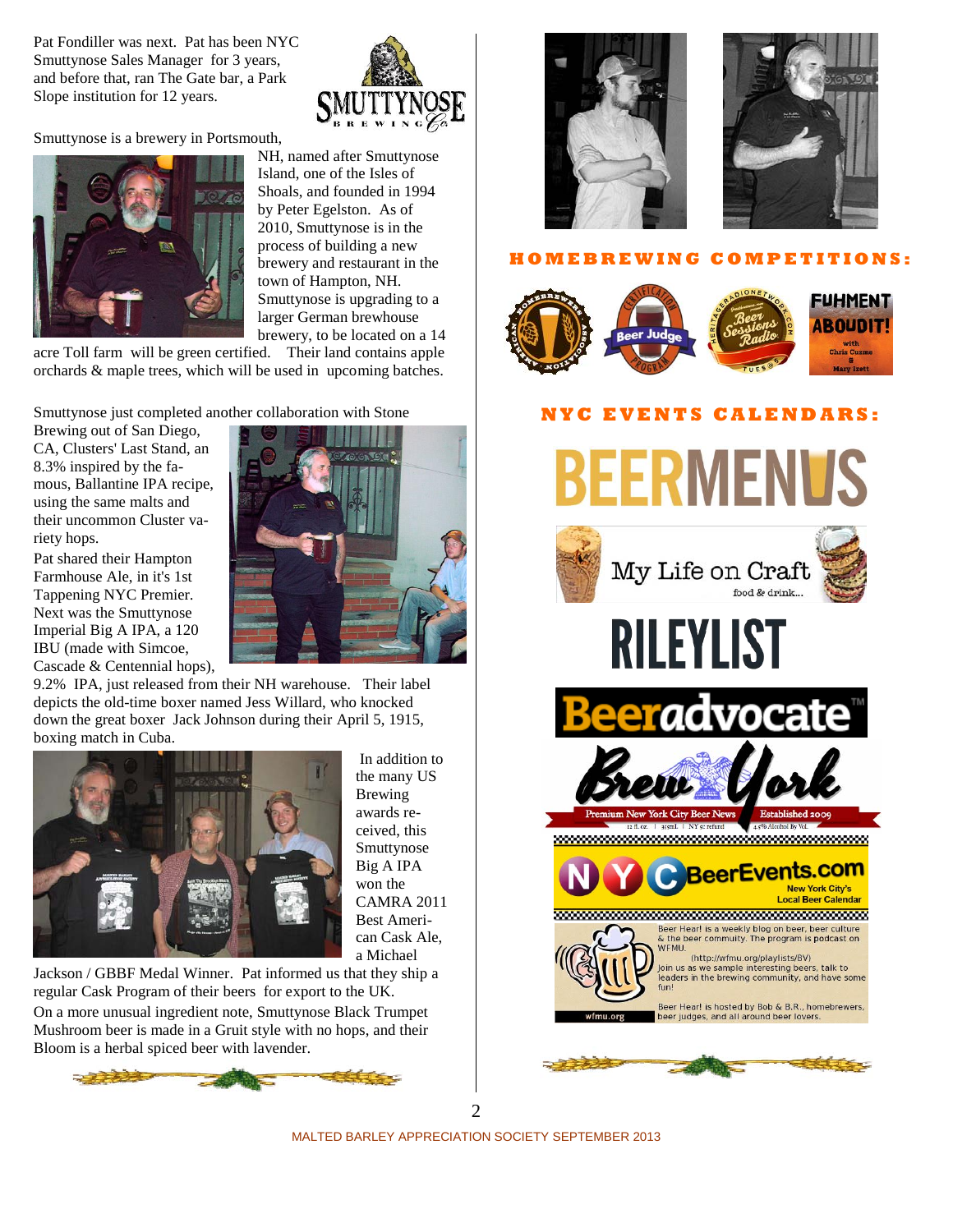Pat Fondiller was next. Pat has been NYC Smuttynose Sales Manager for 3 years, and before that, ran The Gate bar, a Park Slope institution for 12 years.

Smuttynose is a brewery in Portsmouth, NH, named after Smuttynose Island, one of the Isles of Shoals, and founded in 1994 by Peter Egelston. As of 2010, Smuttynose is in the process of building a new brewery and restaurant in the town of Hampton, NH. Smuttynose is upgrading to a larger German brewhouse brewery, to be located on a 14 acre Toll farm will be green certified. Their land contains apple orchards & maple trees, which will be used in upcoming batches.

Smuttynose just completed another collaboration with Stone Brewing out of San Diego, CA, Clusters' Last Stand, an 8.3% inspired by the famous, Ballantine IPA recipe, using the same malts and their uncommon Cluster variety hops.

Pat shared their Hampton Farmhouse Ale, in it's 1st Tappening NYC Premier. Next was the Smuttynose Imperial Big A IPA, a 120 IBU (made with Simcoe, Cascade & Centennial hops), 9.2% IPA, just released from their NH warehouse. Their label depicts the old-time boxer named Jess Willard, who knocked down the great boxer Jack Johnson during their April 5, 1915, boxing match in Cuba.

In addition to the many US Brewing awards received, this Smuttynose Big A IPA won the CAMRA 2011 Best American Cask Ale, a Michael Jackson / GBBF Medal Winner. Pat informed us that they ship a regular Cask Program of their beers for export to the UK.

On a more unusual ingredient note, Smuttynose Black Trumpet Mushroom beer is made in a Gruit style with no hops, and their Bloom is a herbal spiced beer with lavender.

## HOMEBREWING COMPETITIONS:

## NYC EVENTS CALENDARS:

MALTED BARLEY APPRECIATION SOCIETY SEPTEMBER 2013